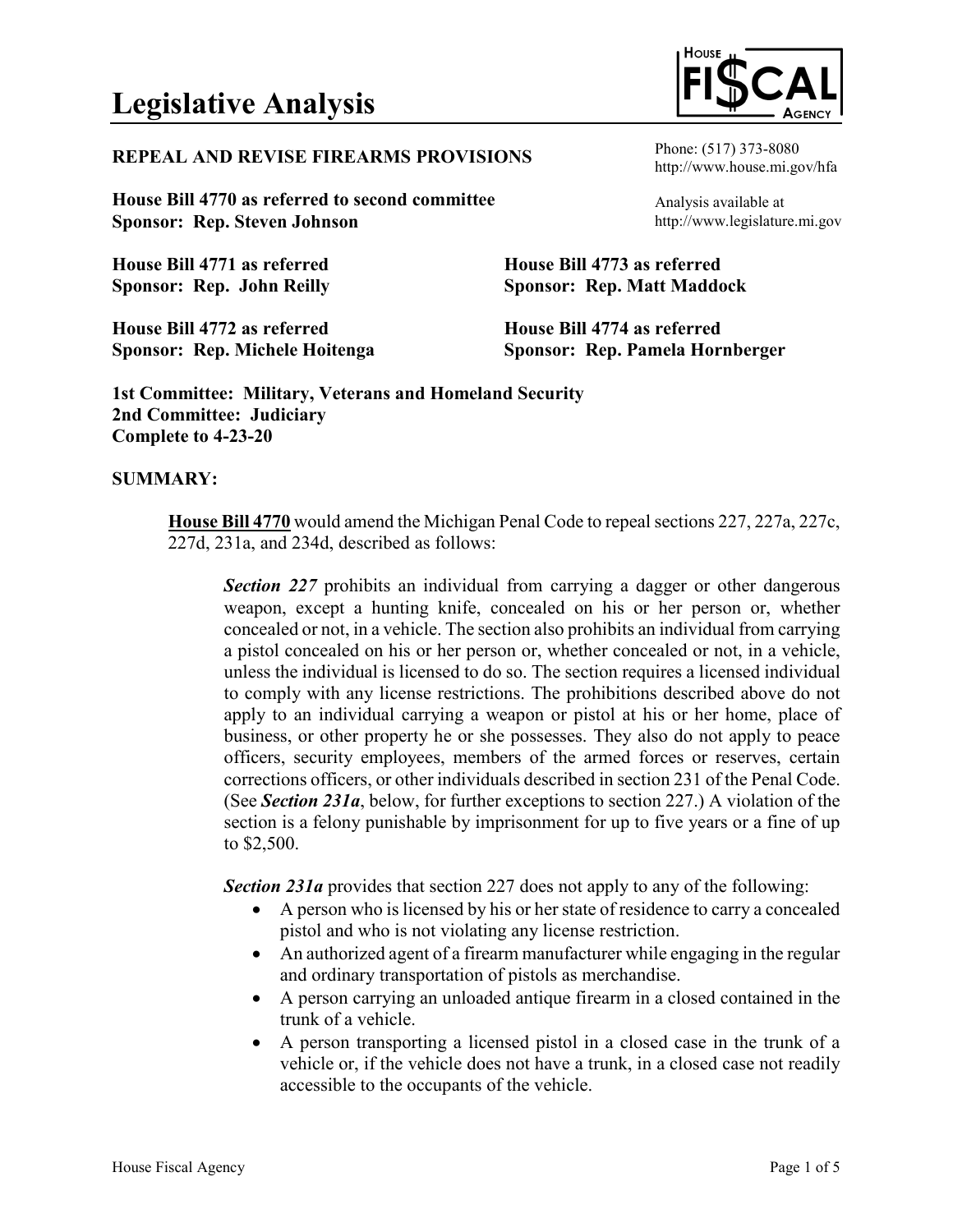# Legislative Analysis

**REPEAL AND REVISE FIREARMS PROVISIONS**

Phone: (517) 373-8080
http://www.house.mi.gov/hfa

**House Bill 4770 as referred to second committee**
**Sponsor: Rep. Steven Johnson**

Analysis available at
http://www.legislature.mi.gov

**House Bill 4771 as referred**
**Sponsor: Rep. John Reilly**

**House Bill 4772 as referred**
**Sponsor: Rep. Michele Hoitenga**

**House Bill 4773 as referred**
**Sponsor: Rep. Matt Maddock**

**House Bill 4774 as referred**
**Sponsor: Rep. Pamela Hornberger**

**1st Committee: Military, Veterans and Homeland Security**
**2nd Committee: Judiciary**
**Complete to 4-23-20**

## SUMMARY:

**House Bill 4770** would amend the Michigan Penal Code to repeal sections 227, 227a, 227c, 227d, 231a, and 234d, described as follows:

> ***Section 227*** prohibits an individual from carrying a dagger or other dangerous weapon, except a hunting knife, concealed on his or her person or, whether concealed or not, in a vehicle. The section also prohibits an individual from carrying a pistol concealed on his or her person or, whether concealed or not, in a vehicle, unless the individual is licensed to do so. The section requires a licensed individual to comply with any license restrictions. The prohibitions described above do not apply to an individual carrying a weapon or pistol at his or her home, place of business, or other property he or she possesses. They also do not apply to peace officers, security employees, members of the armed forces or reserves, certain corrections officers, or other individuals described in section 231 of the Penal Code. (See ***Section 231a***, below, for further exceptions to section 227.) A violation of the section is a felony punishable by imprisonment for up to five years or a fine of up to $2,500.
>
> ***Section 231a*** provides that section 227 does not apply to any of the following:
>
> - A person who is licensed by his or her state of residence to carry a concealed pistol and who is not violating any license restriction.
> - An authorized agent of a firearm manufacturer while engaging in the regular and ordinary transportation of pistols as merchandise.
> - A person carrying an unloaded antique firearm in a closed contained in the trunk of a vehicle.
> - A person transporting a licensed pistol in a closed case in the trunk of a vehicle or, if the vehicle does not have a trunk, in a closed case not readily accessible to the occupants of the vehicle.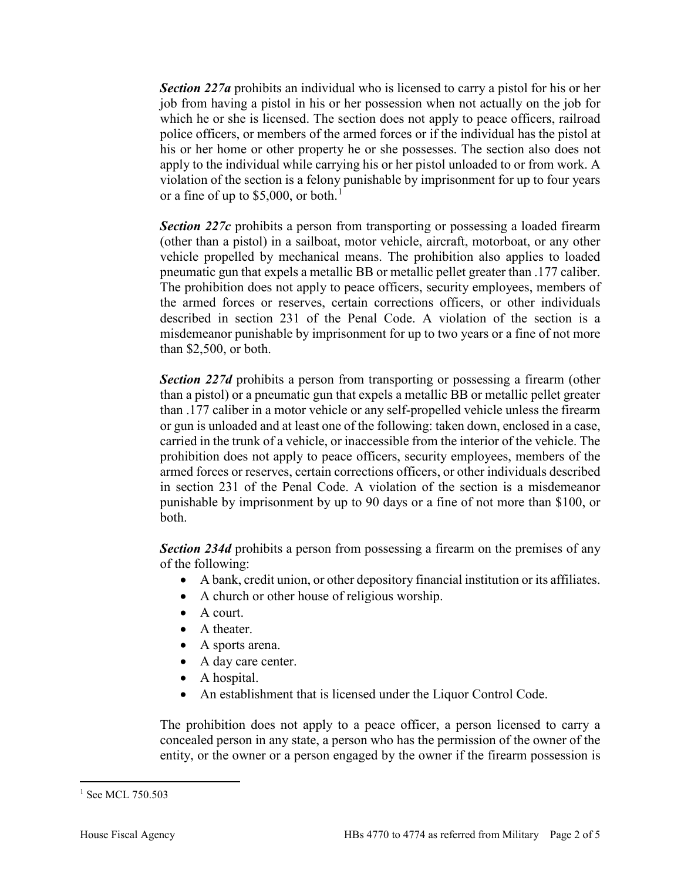***Section 227a*** prohibits an individual who is licensed to carry a pistol for his or her job from having a pistol in his or her possession when not actually on the job for which he or she is licensed. The section does not apply to peace officers, railroad police officers, or members of the armed forces or if the individual has the pistol at his or her home or other property he or she possesses. The section also does not apply to the individual while carrying his or her pistol unloaded to or from work. A violation of the section is a felony punishable by imprisonment for up to four years or a fine of up to $5,000, or both.[1]

***Section 227c*** prohibits a person from transporting or possessing a loaded firearm (other than a pistol) in a sailboat, motor vehicle, aircraft, motorboat, or any other vehicle propelled by mechanical means. The prohibition also applies to loaded pneumatic gun that expels a metallic BB or metallic pellet greater than .177 caliber. The prohibition does not apply to peace officers, security employees, members of the armed forces or reserves, certain corrections officers, or other individuals described in section 231 of the Penal Code. A violation of the section is a misdemeanor punishable by imprisonment for up to two years or a fine of not more than $2,500, or both.

***Section 227d*** prohibits a person from transporting or possessing a firearm (other than a pistol) or a pneumatic gun that expels a metallic BB or metallic pellet greater than .177 caliber in a motor vehicle or any self-propelled vehicle unless the firearm or gun is unloaded and at least one of the following: taken down, enclosed in a case, carried in the trunk of a vehicle, or inaccessible from the interior of the vehicle. The prohibition does not apply to peace officers, security employees, members of the armed forces or reserves, certain corrections officers, or other individuals described in section 231 of the Penal Code. A violation of the section is a misdemeanor punishable by imprisonment by up to 90 days or a fine of not more than $100, or both.

***Section 234d*** prohibits a person from possessing a firearm on the premises of any of the following:

- A bank, credit union, or other depository financial institution or its affiliates.
- A church or other house of religious worship.
- A court.
- A theater.
- A sports arena.
- A day care center.
- A hospital.
- An establishment that is licensed under the Liquor Control Code.

The prohibition does not apply to a peace officer, a person licensed to carry a concealed person in any state, a person who has the permission of the owner of the entity, or the owner or a person engaged by the owner if the firearm possession is

[1] See MCL 750.503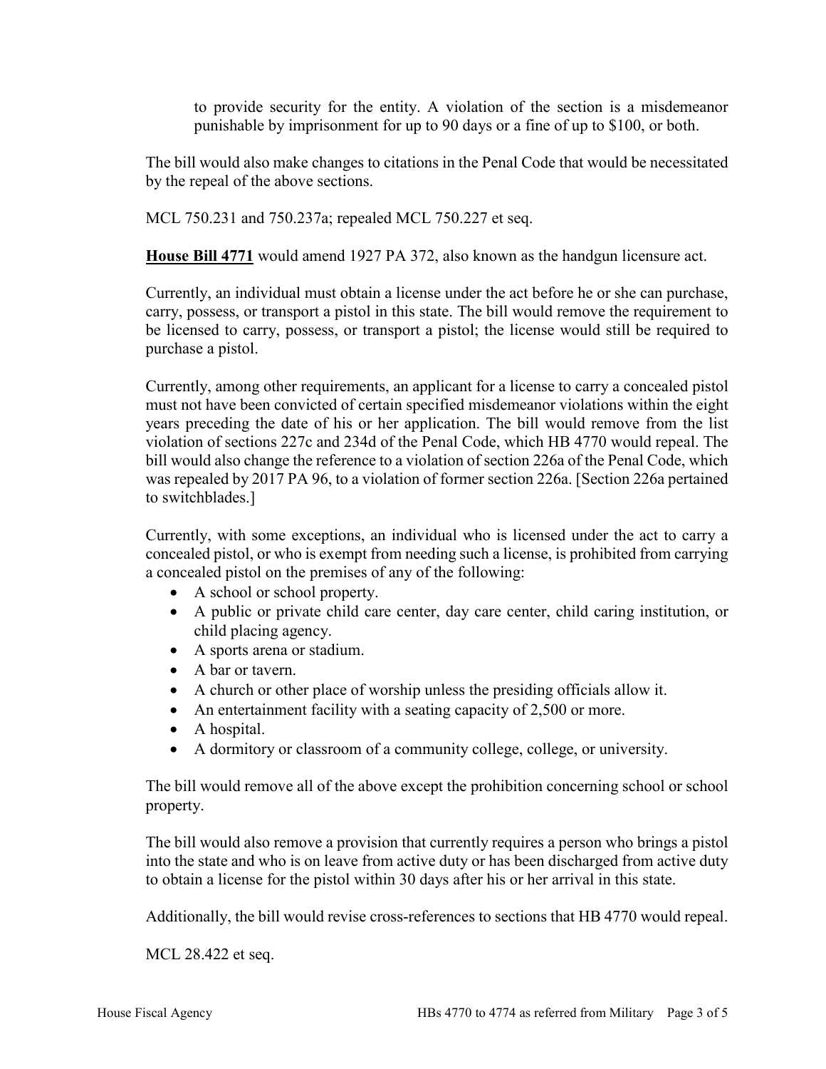to provide security for the entity. A violation of the section is a misdemeanor punishable by imprisonment for up to 90 days or a fine of up to $100, or both.

The bill would also make changes to citations in the Penal Code that would be necessitated by the repeal of the above sections.

MCL 750.231 and 750.237a; repealed MCL 750.227 et seq.

**House Bill 4771** would amend 1927 PA 372, also known as the handgun licensure act.

Currently, an individual must obtain a license under the act before he or she can purchase, carry, possess, or transport a pistol in this state. The bill would remove the requirement to be licensed to carry, possess, or transport a pistol; the license would still be required to purchase a pistol.

Currently, among other requirements, an applicant for a license to carry a concealed pistol must not have been convicted of certain specified misdemeanor violations within the eight years preceding the date of his or her application. The bill would remove from the list violation of sections 227c and 234d of the Penal Code, which HB 4770 would repeal. The bill would also change the reference to a violation of section 226a of the Penal Code, which was repealed by 2017 PA 96, to a violation of former section 226a. [Section 226a pertained to switchblades.]

Currently, with some exceptions, an individual who is licensed under the act to carry a concealed pistol, or who is exempt from needing such a license, is prohibited from carrying a concealed pistol on the premises of any of the following:

- A school or school property.
- A public or private child care center, day care center, child caring institution, or child placing agency.
- A sports arena or stadium.
- A bar or tavern.
- A church or other place of worship unless the presiding officials allow it.
- An entertainment facility with a seating capacity of 2,500 or more.
- A hospital.
- A dormitory or classroom of a community college, college, or university.

The bill would remove all of the above except the prohibition concerning school or school property.

The bill would also remove a provision that currently requires a person who brings a pistol into the state and who is on leave from active duty or has been discharged from active duty to obtain a license for the pistol within 30 days after his or her arrival in this state.

Additionally, the bill would revise cross-references to sections that HB 4770 would repeal.

MCL 28.422 et seq.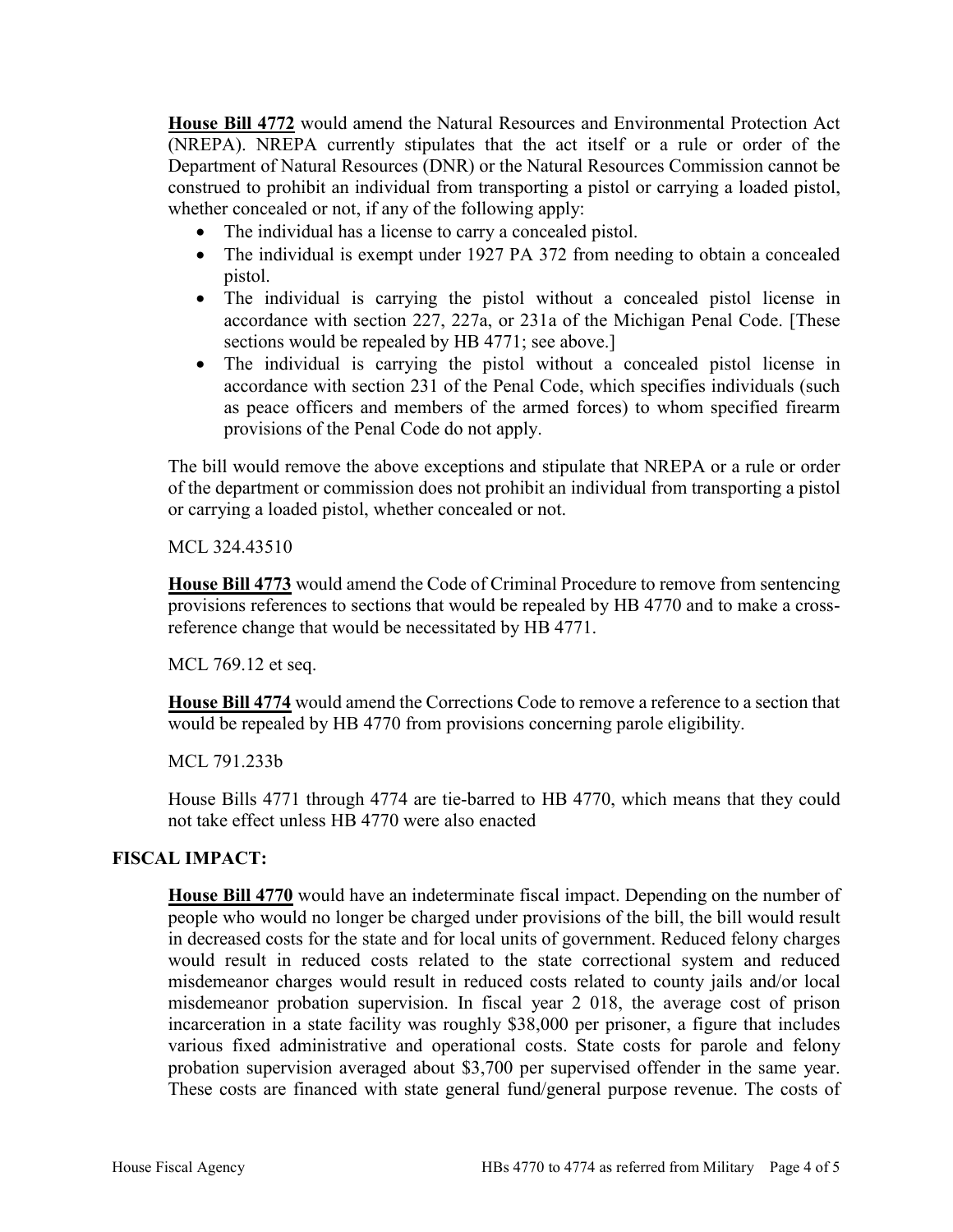**House Bill 4772** would amend the Natural Resources and Environmental Protection Act (NREPA). NREPA currently stipulates that the act itself or a rule or order of the Department of Natural Resources (DNR) or the Natural Resources Commission cannot be construed to prohibit an individual from transporting a pistol or carrying a loaded pistol, whether concealed or not, if any of the following apply:

- The individual has a license to carry a concealed pistol.
- The individual is exempt under 1927 PA 372 from needing to obtain a concealed pistol.
- The individual is carrying the pistol without a concealed pistol license in accordance with section 227, 227a, or 231a of the Michigan Penal Code. [These sections would be repealed by HB 4771; see above.]
- The individual is carrying the pistol without a concealed pistol license in accordance with section 231 of the Penal Code, which specifies individuals (such as peace officers and members of the armed forces) to whom specified firearm provisions of the Penal Code do not apply.

The bill would remove the above exceptions and stipulate that NREPA or a rule or order of the department or commission does not prohibit an individual from transporting a pistol or carrying a loaded pistol, whether concealed or not.

MCL 324.43510

**House Bill 4773** would amend the Code of Criminal Procedure to remove from sentencing provisions references to sections that would be repealed by HB 4770 and to make a cross-reference change that would be necessitated by HB 4771.

MCL 769.12 et seq.

**House Bill 4774** would amend the Corrections Code to remove a reference to a section that would be repealed by HB 4770 from provisions concerning parole eligibility.

MCL 791.233b

House Bills 4771 through 4774 are tie-barred to HB 4770, which means that they could not take effect unless HB 4770 were also enacted

## FISCAL IMPACT:

**House Bill 4770** would have an indeterminate fiscal impact. Depending on the number of people who would no longer be charged under provisions of the bill, the bill would result in decreased costs for the state and for local units of government. Reduced felony charges would result in reduced costs related to the state correctional system and reduced misdemeanor charges would result in reduced costs related to county jails and/or local misdemeanor probation supervision. In fiscal year 2 018, the average cost of prison incarceration in a state facility was roughly $38,000 per prisoner, a figure that includes various fixed administrative and operational costs. State costs for parole and felony probation supervision averaged about $3,700 per supervised offender in the same year. These costs are financed with state general fund/general purpose revenue. The costs of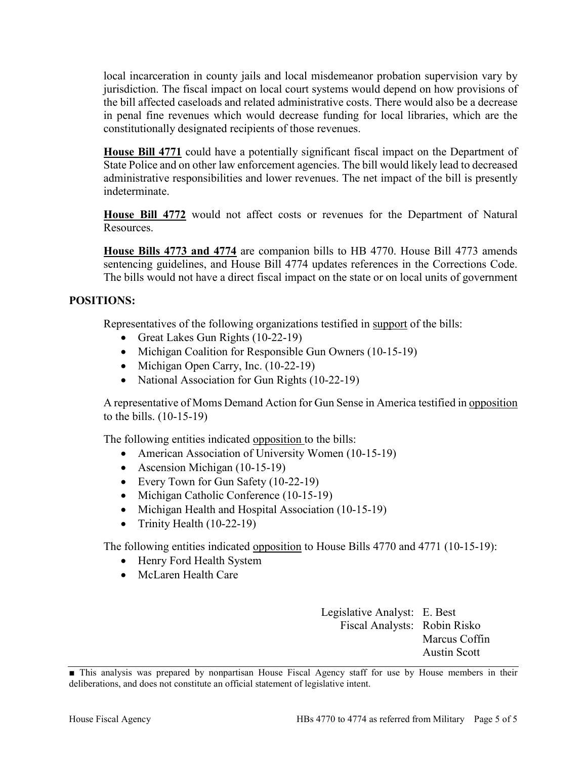local incarceration in county jails and local misdemeanor probation supervision vary by jurisdiction. The fiscal impact on local court systems would depend on how provisions of the bill affected caseloads and related administrative costs. There would also be a decrease in penal fine revenues which would decrease funding for local libraries, which are the constitutionally designated recipients of those revenues.

**House Bill 4771** could have a potentially significant fiscal impact on the Department of State Police and on other law enforcement agencies. The bill would likely lead to decreased administrative responsibilities and lower revenues. The net impact of the bill is presently indeterminate.

**House Bill 4772** would not affect costs or revenues for the Department of Natural Resources.

**House Bills 4773 and 4774** are companion bills to HB 4770. House Bill 4773 amends sentencing guidelines, and House Bill 4774 updates references in the Corrections Code. The bills would not have a direct fiscal impact on the state or on local units of government

## POSITIONS:

Representatives of the following organizations testified in support of the bills:

- Great Lakes Gun Rights (10-22-19)
- Michigan Coalition for Responsible Gun Owners (10-15-19)
- Michigan Open Carry, Inc. (10-22-19)
- National Association for Gun Rights (10-22-19)

A representative of Moms Demand Action for Gun Sense in America testified in opposition to the bills. (10-15-19)

The following entities indicated opposition to the bills:

- American Association of University Women (10-15-19)
- Ascension Michigan (10-15-19)
- Every Town for Gun Safety (10-22-19)
- Michigan Catholic Conference (10-15-19)
- Michigan Health and Hospital Association (10-15-19)
- Trinity Health (10-22-19)

The following entities indicated opposition to House Bills 4770 and 4771 (10-15-19):

- Henry Ford Health System
- McLaren Health Care

Legislative Analyst: E. Best
Fiscal Analysts: Robin Risko
Marcus Coffin
Austin Scott

■ This analysis was prepared by nonpartisan House Fiscal Agency staff for use by House members in their deliberations, and does not constitute an official statement of legislative intent.